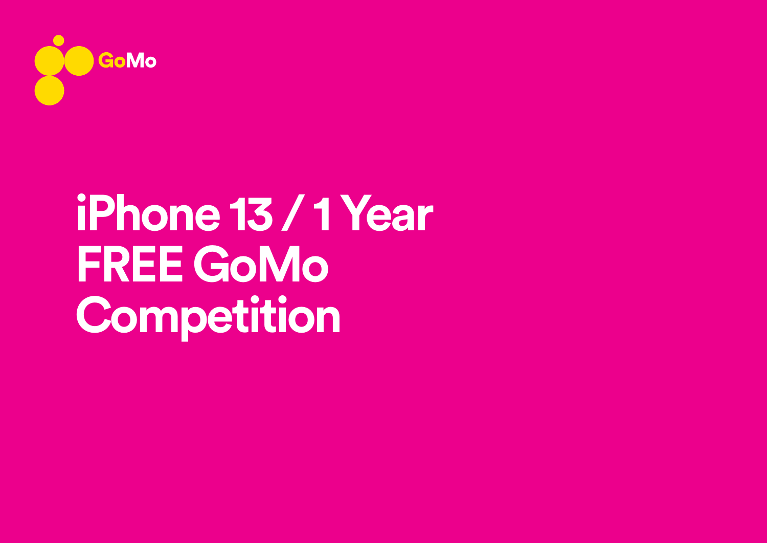GoMo

# iPhone 13 / 1 Year FREE GoMo Competition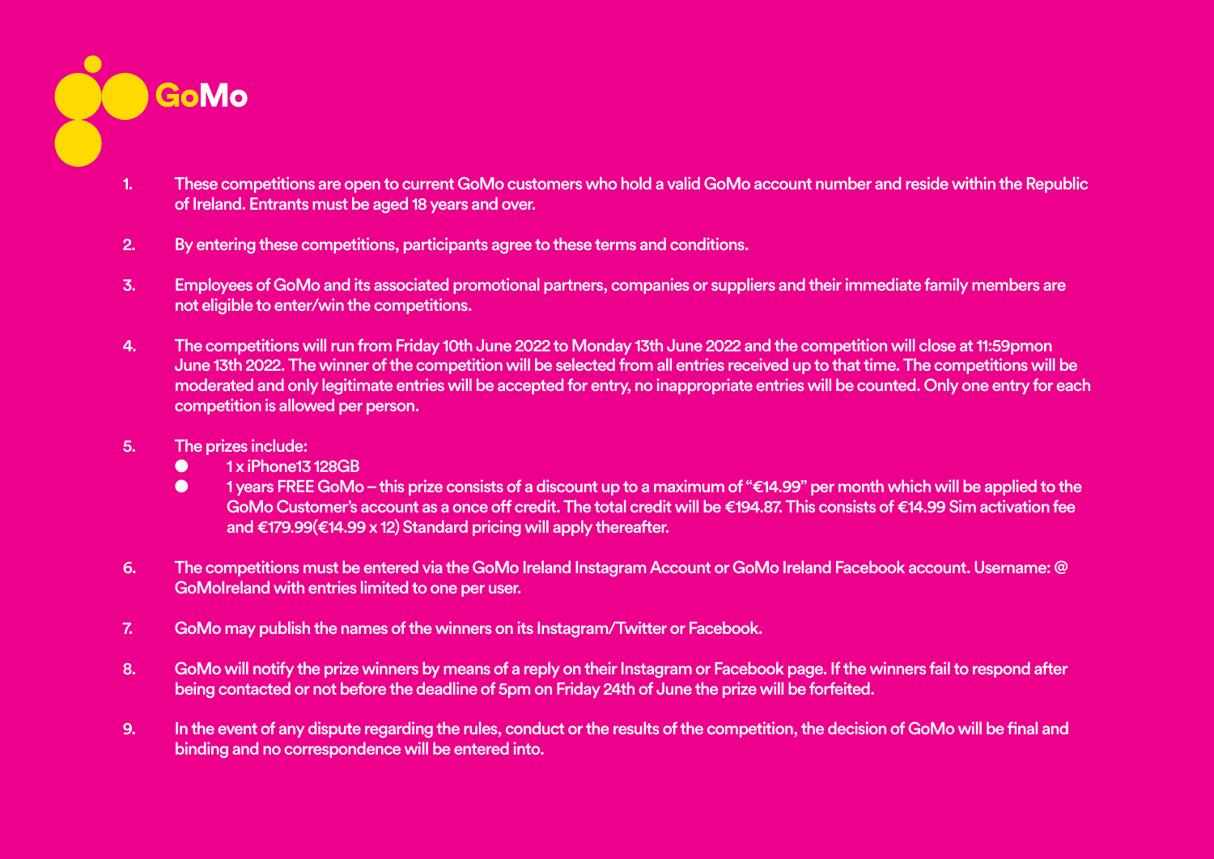# GoMo

1. These competitions are open to current GoMo customers who hold a valid GoMo account number and reside within the Republic of Ireland. Entrants must be aged 18 years and over.

2. By entering these competitions, participants agree to these terms and conditions.

3. Employees of GoMo and its associated promotional partners, companies or suppliers and their immediate family members are not eligible to enter/win the competitions.

4. The competitions will run from Friday 10th June 2022 to Monday 13th June 2022 and the competition will close at 11:59pmon June 13th 2022. The winner of the competition will be selected from all entries received up to that time. The competitions will be moderated and only legitimate entries will be accepted for entry, no inappropriate entries will be counted. Only one entry for each competition is allowed per person.

5. The prizes include:
   - 1 x iPhone13 128GB
   - 1 years FREE GoMo – this prize consists of a discount up to a maximum of "€14.99" per month which will be applied to the GoMo Customer's account as a once off credit. The total credit will be €194.87. This consists of €14.99 Sim activation fee and €179.99(€14.99 x 12) Standard pricing will apply thereafter.

6. The competitions must be entered via the GoMo Ireland Instagram Account or GoMo Ireland Facebook account. Username: @ GoMoIreland with entries limited to one per user.

7. GoMo may publish the names of the winners on its Instagram/Twitter or Facebook.

8. GoMo will notify the prize winners by means of a reply on their Instagram or Facebook page. If the winners fail to respond after being contacted or not before the deadline of 5pm on Friday 24th of June the prize will be forfeited.

9. In the event of any dispute regarding the rules, conduct or the results of the competition, the decision of GoMo will be final and binding and no correspondence will be entered into.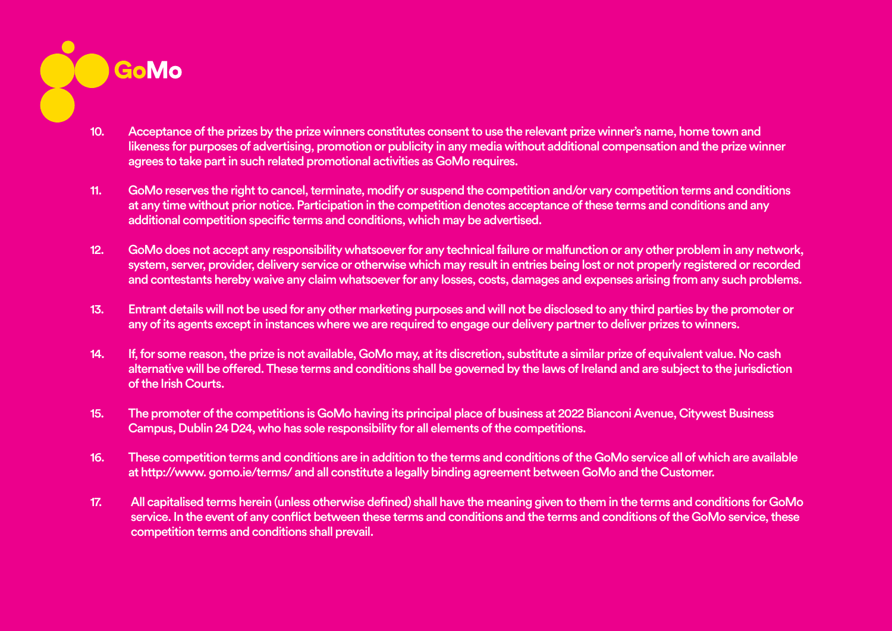GoMo

10. Acceptance of the prizes by the prize winners constitutes consent to use the relevant prize winner's name, home town and likeness for purposes of advertising, promotion or publicity in any media without additional compensation and the prize winner agrees to take part in such related promotional activities as GoMo requires.

11. GoMo reserves the right to cancel, terminate, modify or suspend the competition and/or vary competition terms and conditions at any time without prior notice. Participation in the competition denotes acceptance of these terms and conditions and any additional competition specific terms and conditions, which may be advertised.

12. GoMo does not accept any responsibility whatsoever for any technical failure or malfunction or any other problem in any network, system, server, provider, delivery service or otherwise which may result in entries being lost or not properly registered or recorded and contestants hereby waive any claim whatsoever for any losses, costs, damages and expenses arising from any such problems.

13. Entrant details will not be used for any other marketing purposes and will not be disclosed to any third parties by the promoter or any of its agents except in instances where we are required to engage our delivery partner to deliver prizes to winners.

14. If, for some reason, the prize is not available, GoMo may, at its discretion, substitute a similar prize of equivalent value. No cash alternative will be offered. These terms and conditions shall be governed by the laws of Ireland and are subject to the jurisdiction of the Irish Courts.

15. The promoter of the competitions is GoMo having its principal place of business at 2022 Bianconi Avenue, Citywest Business Campus, Dublin 24 D24, who has sole responsibility for all elements of the competitions.

16. These competition terms and conditions are in addition to the terms and conditions of the GoMo service all of which are available at http://www. gomo.ie/terms/ and all constitute a legally binding agreement between GoMo and the Customer.

17. All capitalised terms herein (unless otherwise defined) shall have the meaning given to them in the terms and conditions for GoMo service. In the event of any conflict between these terms and conditions and the terms and conditions of the GoMo service, these competition terms and conditions shall prevail.